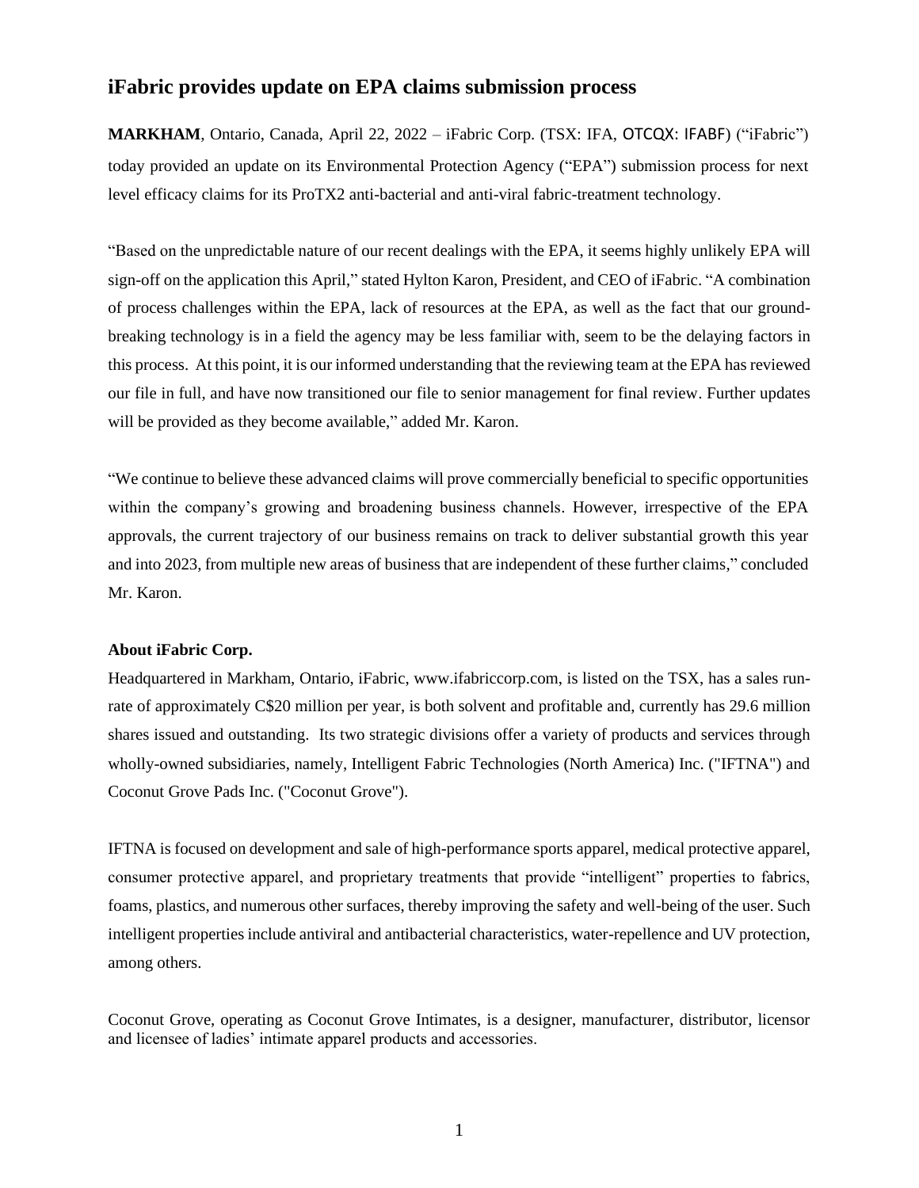# iFabric provides update on EPA claims submission process

**MARKHAM**, Ontario, Canada, April 22, 2022 – iFabric Corp. (TSX: IFA, OTCQX: IFABF) ("iFabric") today provided an update on its Environmental Protection Agency ("EPA") submission process for next level efficacy claims for its ProTX2 anti-bacterial and anti-viral fabric-treatment technology.

"Based on the unpredictable nature of our recent dealings with the EPA, it seems highly unlikely EPA will sign-off on the application this April," stated Hylton Karon, President, and CEO of iFabric. "A combination of process challenges within the EPA, lack of resources at the EPA, as well as the fact that our ground-breaking technology is in a field the agency may be less familiar with, seem to be the delaying factors in this process. At this point, it is our informed understanding that the reviewing team at the EPA has reviewed our file in full, and have now transitioned our file to senior management for final review. Further updates will be provided as they become available," added Mr. Karon.

"We continue to believe these advanced claims will prove commercially beneficial to specific opportunities within the company's growing and broadening business channels. However, irrespective of the EPA approvals, the current trajectory of our business remains on track to deliver substantial growth this year and into 2023, from multiple new areas of business that are independent of these further claims," concluded Mr. Karon.

**About iFabric Corp.**

Headquartered in Markham, Ontario, iFabric, www.ifabriccorp.com, is listed on the TSX, has a sales run-rate of approximately C$20 million per year, is both solvent and profitable and, currently has 29.6 million shares issued and outstanding. Its two strategic divisions offer a variety of products and services through wholly-owned subsidiaries, namely, Intelligent Fabric Technologies (North America) Inc. ("IFTNA") and Coconut Grove Pads Inc. ("Coconut Grove").

IFTNA is focused on development and sale of high-performance sports apparel, medical protective apparel, consumer protective apparel, and proprietary treatments that provide "intelligent" properties to fabrics, foams, plastics, and numerous other surfaces, thereby improving the safety and well-being of the user. Such intelligent properties include antiviral and antibacterial characteristics, water-repellence and UV protection, among others.

Coconut Grove, operating as Coconut Grove Intimates, is a designer, manufacturer, distributor, licensor and licensee of ladies' intimate apparel products and accessories.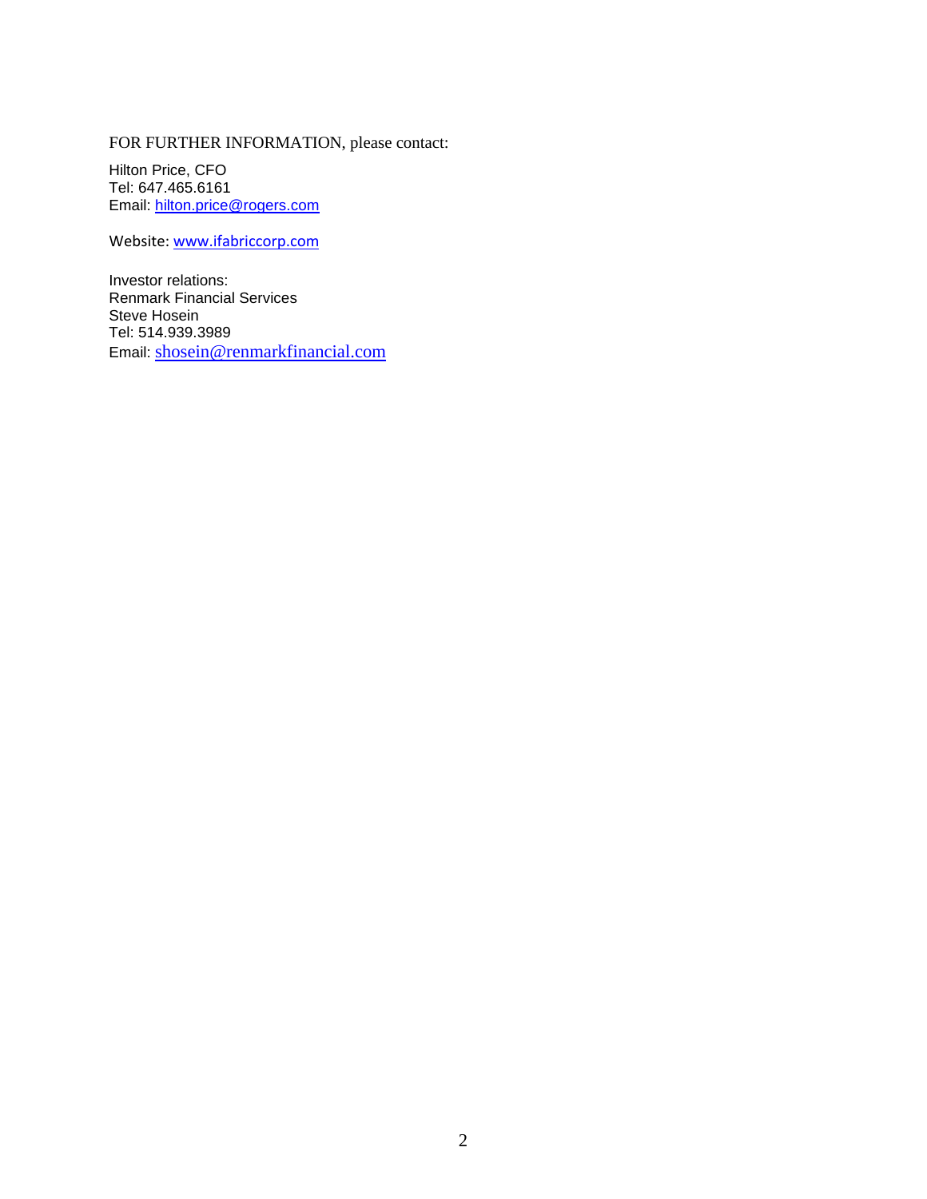FOR FURTHER INFORMATION, please contact:

Hilton Price, CFO
Tel: 647.465.6161
Email: hilton.price@rogers.com

Website: www.ifabriccorp.com

Investor relations:
Renmark Financial Services
Steve Hosein
Tel: 514.939.3989
Email: shosein@renmarkfinancial.com